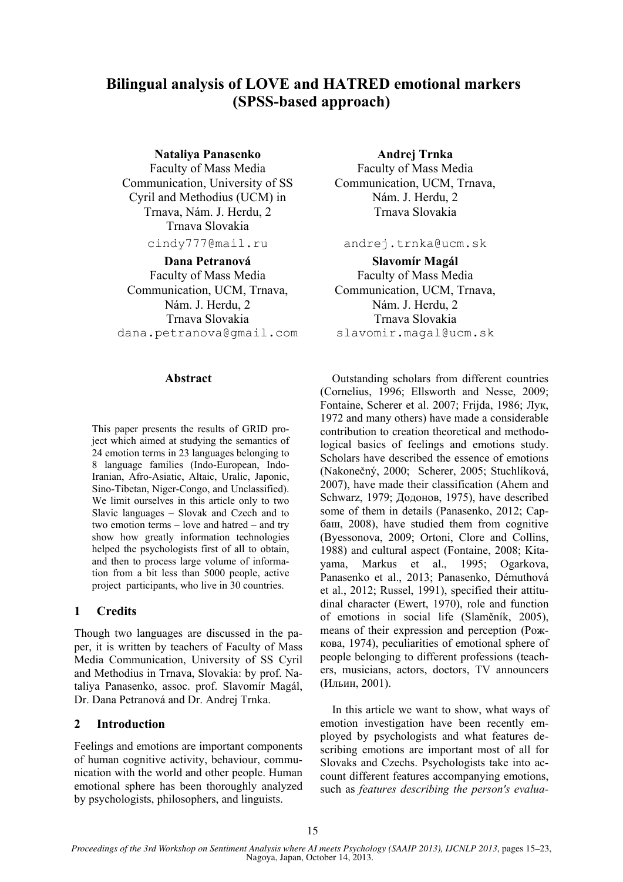# Bilingual analysis of LOVE and HATRED emotional markers (SPSS-based approach)

**Nataliya Panasenko**
Faculty of Mass Media Communication, University of SS Cyril and Methodius (UCM) in Trnava, Nám. J. Herdu, 2
Trnava Slovakia
cindy777@mail.ru

**Andrej Trnka**
Faculty of Mass Media Communication, UCM, Trnava, Nám. J. Herdu, 2
Trnava Slovakia
andrej.trnka@ucm.sk

**Dana Petranová**
Faculty of Mass Media Communication, UCM, Trnava, Nám. J. Herdu, 2
Trnava Slovakia
dana.petranova@gmail.com

**Slavomír Magál**
Faculty of Mass Media Communication, UCM, Trnava, Nám. J. Herdu, 2
Trnava Slovakia
slavomir.magal@ucm.sk

## Abstract

This paper presents the results of GRID project which aimed at studying the semantics of 24 emotion terms in 23 languages belonging to 8 language families (Indo-European, Indo-Iranian, Afro-Asiatic, Altaic, Uralic, Japonic, Sino-Tibetan, Niger-Congo, and Unclassified). We limit ourselves in this article only to two Slavic languages – Slovak and Czech and to two emotion terms – love and hatred – and try show how greatly information technologies helped the psychologists first of all to obtain, and then to process large volume of information from a bit less than 5000 people, active project participants, who live in 30 countries.

## 1 Credits

Though two languages are discussed in the paper, it is written by teachers of Faculty of Mass Media Communication, University of SS Cyril and Methodius in Trnava, Slovakia: by prof. Nataliya Panasenko, assoc. prof. Slavomír Magál, Dr. Dana Petranová and Dr. Andrej Trnka.

## 2 Introduction

Feelings and emotions are important components of human cognitive activity, behaviour, communication with the world and other people. Human emotional sphere has been thoroughly analyzed by psychologists, philosophers, and linguists.

Outstanding scholars from different countries (Cornelius, 1996; Ellsworth and Nesse, 2009; Fontaine, Scherer et al. 2007; Frijda, 1986; Лук, 1972 and many others) have made a considerable contribution to creation theoretical and methodological basics of feelings and emotions study. Scholars have described the essence of emotions (Nakonečný, 2000; Scherer, 2005; Stuchlíková, 2007), have made their classification (Ahem and Schwarz, 1979; Додонов, 1975), have described some of them in details (Panasenko, 2012; Сарбаш, 2008), have studied them from cognitive (Byessonova, 2009; Ortoni, Clore and Collins, 1988) and cultural aspect (Fontaine, 2008; Kitayama, Markus et al., 1995; Ogarkova, Panasenko et al., 2013; Panasenko, Démuthová et al., 2012; Russel, 1991), specified their attitudinal character (Ewert, 1970), role and function of emotions in social life (Slaměník, 2005), means of their expression and perception (Рожкова, 1974), peculiarities of emotional sphere of people belonging to different professions (teachers, musicians, actors, doctors, TV announcers (Ильин, 2001).

In this article we want to show, what ways of emotion investigation have been recently employed by psychologists and what features describing emotions are important most of all for Slovaks and Czechs. Psychologists take into account different features accompanying emotions, such as *features describing the person's evalua-*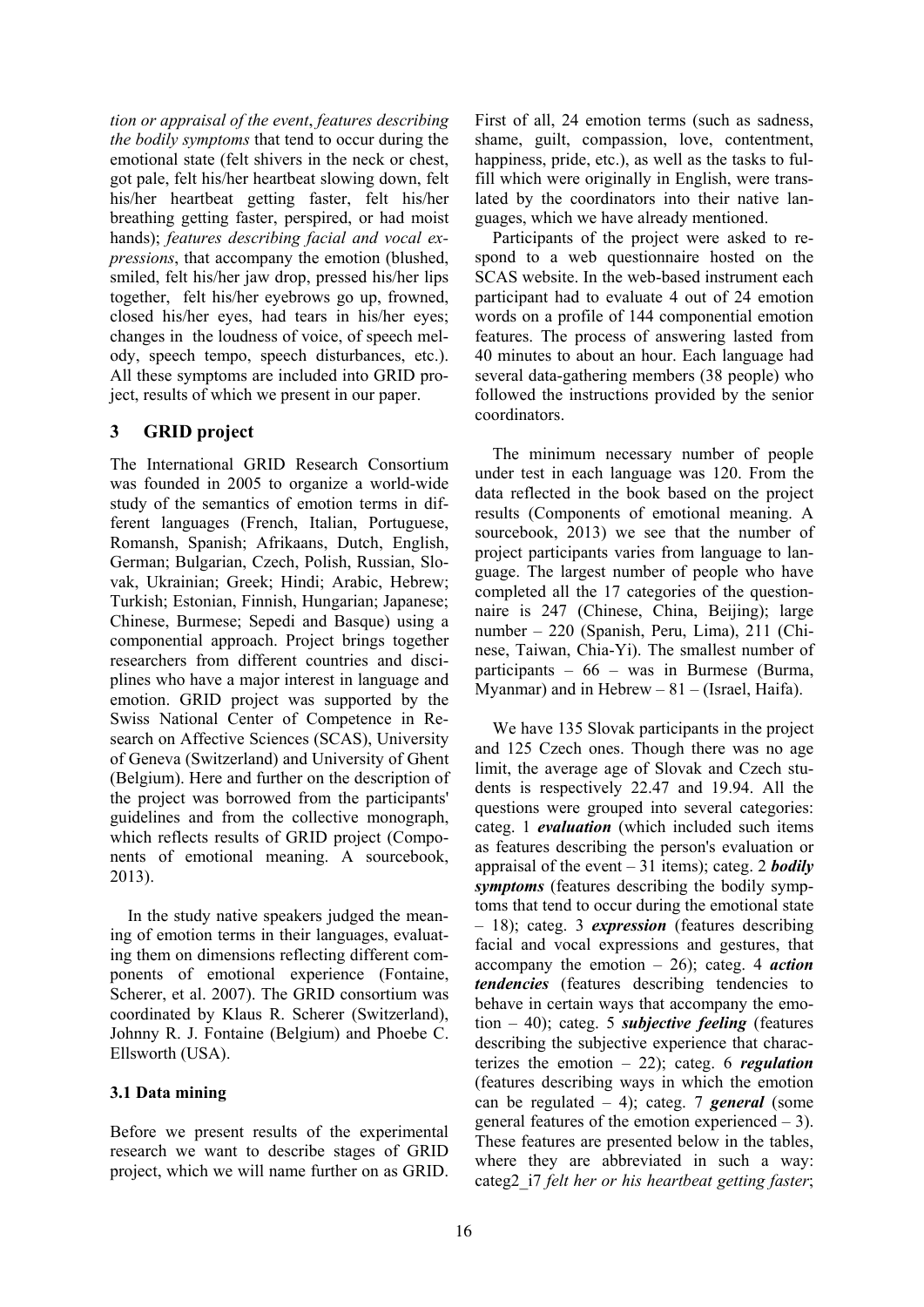*tion or appraisal of the event*, *features describing the bodily symptoms* that tend to occur during the emotional state (felt shivers in the neck or chest, got pale, felt his/her heartbeat slowing down, felt his/her heartbeat getting faster, felt his/her breathing getting faster, perspired, or had moist hands); *features describing facial and vocal expressions*, that accompany the emotion (blushed, smiled, felt his/her jaw drop, pressed his/her lips together, felt his/her eyebrows go up, frowned, closed his/her eyes, had tears in his/her eyes; changes in the loudness of voice, of speech melody, speech tempo, speech disturbances, etc.). All these symptoms are included into GRID project, results of which we present in our paper.

## 3 GRID project

The International GRID Research Consortium was founded in 2005 to organize a world-wide study of the semantics of emotion terms in different languages (French, Italian, Portuguese, Romansh, Spanish; Afrikaans, Dutch, English, German; Bulgarian, Czech, Polish, Russian, Slovak, Ukrainian; Greek; Hindi; Arabic, Hebrew; Turkish; Estonian, Finnish, Hungarian; Japanese; Chinese, Burmese; Sepedi and Basque) using a componential approach. Project brings together researchers from different countries and disciplines who have a major interest in language and emotion. GRID project was supported by the Swiss National Center of Competence in Research on Affective Sciences (SCAS), University of Geneva (Switzerland) and University of Ghent (Belgium). Here and further on the description of the project was borrowed from the participants' guidelines and from the collective monograph, which reflects results of GRID project (Components of emotional meaning. A sourcebook, 2013).

In the study native speakers judged the meaning of emotion terms in their languages, evaluating them on dimensions reflecting different components of emotional experience (Fontaine, Scherer, et al. 2007). The GRID consortium was coordinated by Klaus R. Scherer (Switzerland), Johnny R. J. Fontaine (Belgium) and Phoebe C. Ellsworth (USA).

### 3.1 Data mining

Before we present results of the experimental research we want to describe stages of GRID project, which we will name further on as GRID. First of all, 24 emotion terms (such as sadness, shame, guilt, compassion, love, contentment, happiness, pride, etc.), as well as the tasks to fulfill which were originally in English, were translated by the coordinators into their native languages, which we have already mentioned.

Participants of the project were asked to respond to a web questionnaire hosted on the SCAS website. In the web-based instrument each participant had to evaluate 4 out of 24 emotion words on a profile of 144 componential emotion features. The process of answering lasted from 40 minutes to about an hour. Each language had several data-gathering members (38 people) who followed the instructions provided by the senior coordinators.

The minimum necessary number of people under test in each language was 120. From the data reflected in the book based on the project results (Components of emotional meaning. A sourcebook, 2013) we see that the number of project participants varies from language to language. The largest number of people who have completed all the 17 categories of the questionnaire is 247 (Chinese, China, Beijing); large number – 220 (Spanish, Peru, Lima), 211 (Chinese, Taiwan, Chia-Yi). The smallest number of participants – 66 – was in Burmese (Burma, Myanmar) and in Hebrew – 81 – (Israel, Haifa).

We have 135 Slovak participants in the project and 125 Czech ones. Though there was no age limit, the average age of Slovak and Czech students is respectively 22.47 and 19.94. All the questions were grouped into several categories: categ. 1 ***evaluation*** (which included such items as features describing the person's evaluation or appraisal of the event – 31 items); categ. 2 ***bodily symptoms*** (features describing the bodily symptoms that tend to occur during the emotional state – 18); categ. 3 ***expression*** (features describing facial and vocal expressions and gestures, that accompany the emotion – 26); categ. 4 ***action tendencies*** (features describing tendencies to behave in certain ways that accompany the emotion – 40); categ. 5 ***subjective feeling*** (features describing the subjective experience that characterizes the emotion – 22); categ. 6 ***regulation*** (features describing ways in which the emotion can be regulated – 4); categ. 7 ***general*** (some general features of the emotion experienced – 3). These features are presented below in the tables, where they are abbreviated in such a way: categ2_i7 *felt her or his heartbeat getting faster*;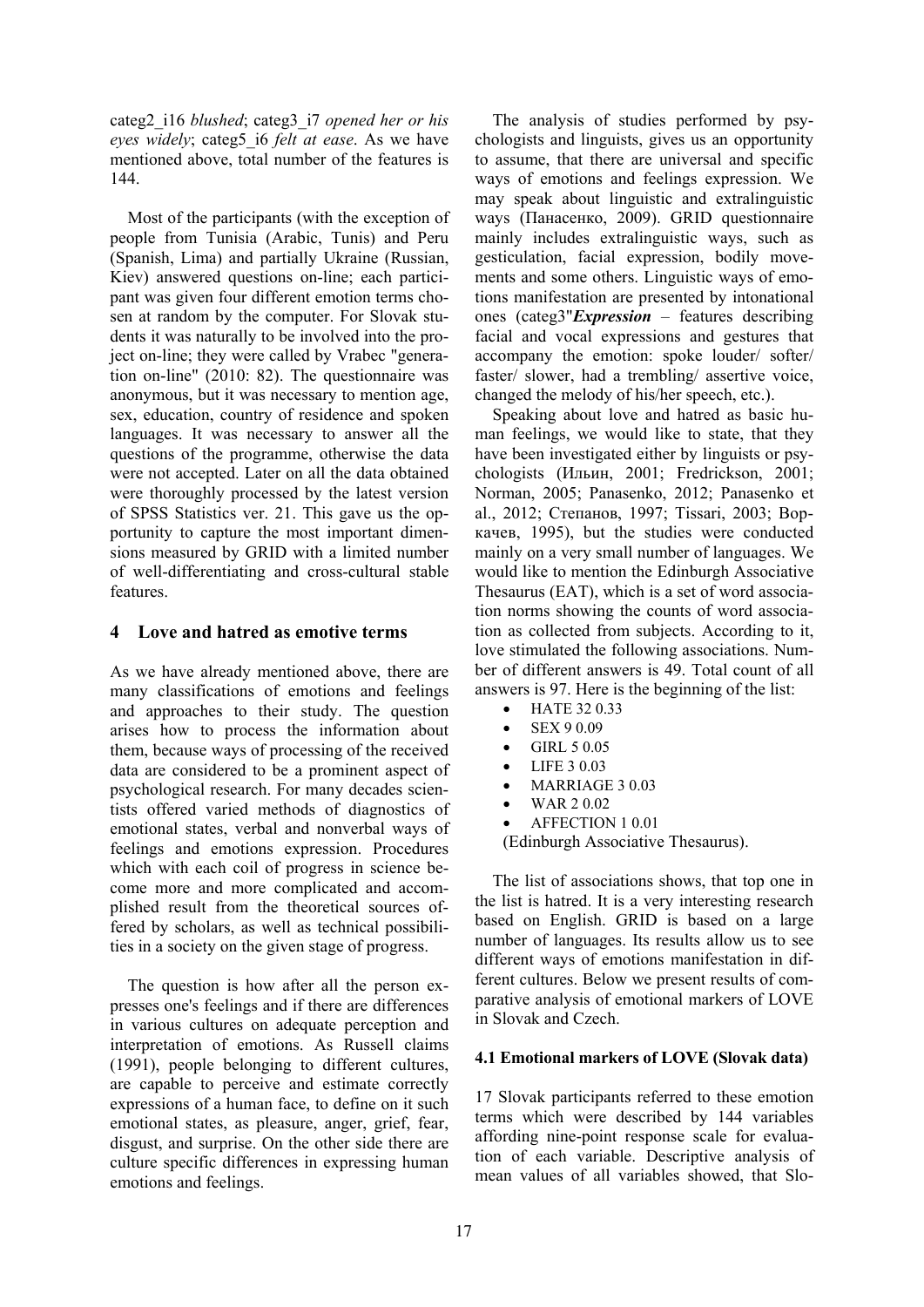categ2_i16 *blushed*; categ3_i7 *opened her or his eyes widely*; categ5_i6 *felt at ease*. As we have mentioned above, total number of the features is 144.

Most of the participants (with the exception of people from Tunisia (Arabic, Tunis) and Peru (Spanish, Lima) and partially Ukraine (Russian, Kiev) answered questions on-line; each participant was given four different emotion terms chosen at random by the computer. For Slovak students it was naturally to be involved into the project on-line; they were called by Vrabec "generation on-line" (2010: 82). The questionnaire was anonymous, but it was necessary to mention age, sex, education, country of residence and spoken languages. It was necessary to answer all the questions of the programme, otherwise the data were not accepted. Later on all the data obtained were thoroughly processed by the latest version of SPSS Statistics ver. 21. This gave us the opportunity to capture the most important dimensions measured by GRID with a limited number of well-differentiating and cross-cultural stable features.

## 4 Love and hatred as emotive terms

As we have already mentioned above, there are many classifications of emotions and feelings and approaches to their study. The question arises how to process the information about them, because ways of processing of the received data are considered to be a prominent aspect of psychological research. For many decades scientists offered varied methods of diagnostics of emotional states, verbal and nonverbal ways of feelings and emotions expression. Procedures which with each coil of progress in science become more and more complicated and accomplished result from the theoretical sources offered by scholars, as well as technical possibilities in a society on the given stage of progress.

The question is how after all the person expresses one's feelings and if there are differences in various cultures on adequate perception and interpretation of emotions. As Russell claims (1991), people belonging to different cultures, are capable to perceive and estimate correctly expressions of a human face, to define on it such emotional states, as pleasure, anger, grief, fear, disgust, and surprise. On the other side there are culture specific differences in expressing human emotions and feelings.

The analysis of studies performed by psychologists and linguists, gives us an opportunity to assume, that there are universal and specific ways of emotions and feelings expression. We may speak about linguistic and extralinguistic ways (Панасенко, 2009). GRID questionnaire mainly includes extralinguistic ways, such as gesticulation, facial expression, bodily movements and some others. Linguistic ways of emotions manifestation are presented by intonational ones (categ3"***Expression*** – features describing facial and vocal expressions and gestures that accompany the emotion: spoke louder/ softer/ faster/ slower, had a trembling/ assertive voice, changed the melody of his/her speech, etc.).

Speaking about love and hatred as basic human feelings, we would like to state, that they have been investigated either by linguists or psychologists (Ильин, 2001; Fredrickson, 2001; Norman, 2005; Panasenko, 2012; Panasenko et al., 2012; Степанов, 1997; Tissari, 2003; Воркачев, 1995), but the studies were conducted mainly on a very small number of languages. We would like to mention the Edinburgh Associative Thesaurus (EAT), which is a set of word association norms showing the counts of word association as collected from subjects. According to it, love stimulated the following associations. Number of different answers is 49. Total count of all answers is 97. Here is the beginning of the list:

- HATE 32 0.33
- SEX 9 0.09
- GIRL 5 0.05
- LIFE 3 0.03
- MARRIAGE 3 0.03
- WAR 2 0.02
- AFFECTION 1 0.01

(Edinburgh Associative Thesaurus).

The list of associations shows, that top one in the list is hatred. It is a very interesting research based on English. GRID is based on a large number of languages. Its results allow us to see different ways of emotions manifestation in different cultures. Below we present results of comparative analysis of emotional markers of LOVE in Slovak and Czech.

### 4.1 Emotional markers of LOVE (Slovak data)

17 Slovak participants referred to these emotion terms which were described by 144 variables affording nine-point response scale for evaluation of each variable. Descriptive analysis of mean values of all variables showed, that Slo-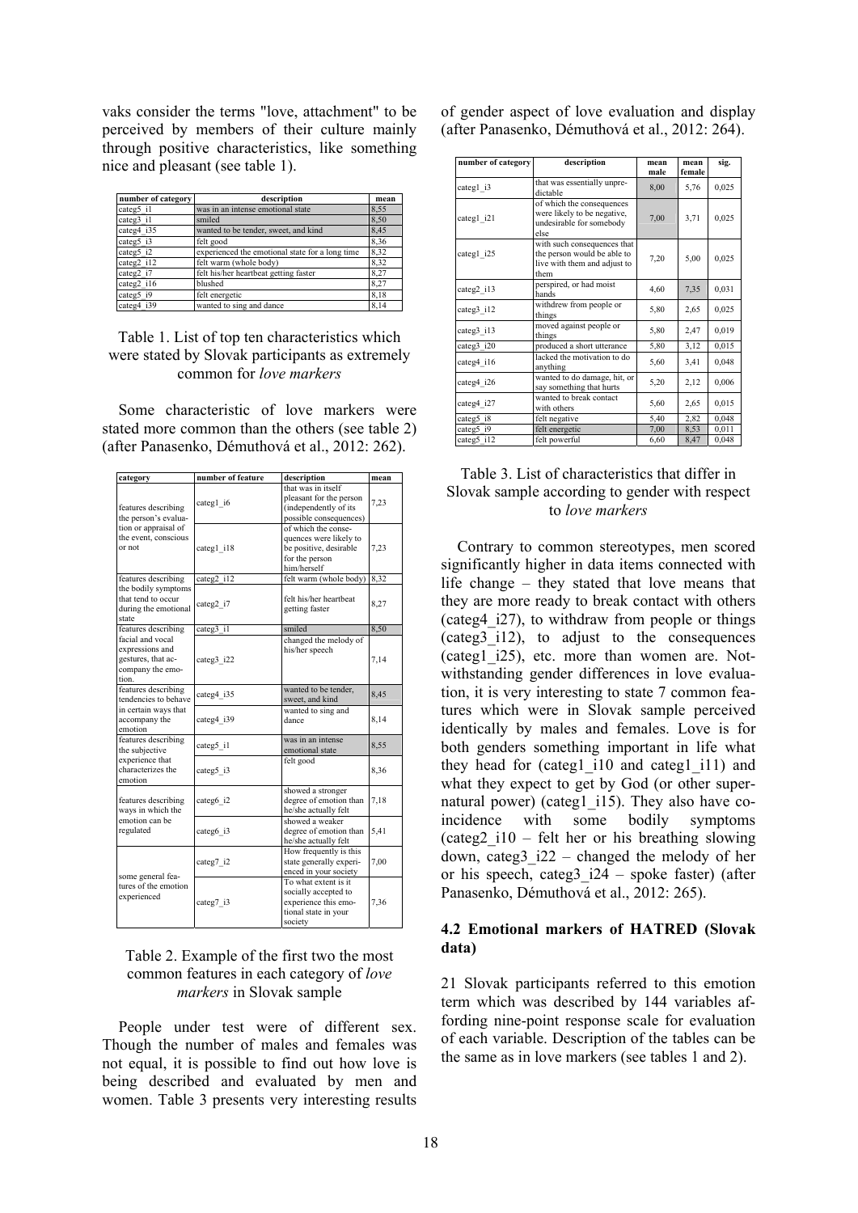vaks consider the terms "love, attachment" to be perceived by members of their culture mainly through positive characteristics, like something nice and pleasant (see table 1).

| number of category | description | mean |
|---|---|---|
| categ5_i1 | was in an intense emotional state | 8,55 |
| categ3_i1 | smiled | 8,50 |
| categ4_i35 | wanted to be tender, sweet, and kind | 8,45 |
| categ5_i3 | felt good | 8,36 |
| categ5_i2 | experienced the emotional state for a long time | 8,32 |
| categ2_i12 | felt warm (whole body) | 8,32 |
| categ2_i7 | felt his/her heartbeat getting faster | 8,27 |
| categ2_i16 | blushed | 8,27 |
| categ5_i9 | felt energetic | 8,18 |
| categ4_i39 | wanted to sing and dance | 8,14 |

Table 1. List of top ten characteristics which were stated by Slovak participants as extremely common for *love markers*

Some characteristic of love markers were stated more common than the others (see table 2) (after Panasenko, Démuthová et al., 2012: 262).

| category | number of feature | description | mean |
|---|---|---|---|
| features describing the person's evaluation or appraisal of the event, conscious or not | categ1_i6 | that was in itself pleasant for the person (independently of its possible consequences) | 7,23 |
| | categ1_i18 | of which the consequences were likely to be positive, desirable for the person him/herself | 7,23 |
| features describing the bodily symptoms that tend to occur during the emotional state | categ2_i12 | felt warm (whole body) | 8,32 |
| | categ2_i7 | felt his/her heartbeat getting faster | 8,27 |
| features describing facial and vocal expressions and gestures, that accompany the emotion. | categ3_i1 | smiled | 8,50 |
| | categ3_i22 | changed the melody of his/her speech | 7,14 |
| features describing tendencies to behave in certain ways that accompany the emotion | categ4_i35 | wanted to be tender, sweet and kind | 8,45 |
| | categ4_i39 | wanted to sing and dance | 8,14 |
| features describing the subjective experience that characterizes the emotion | categ5_i1 | was in an intense emotional state | 8,55 |
| | categ5_i3 | felt good | 8,36 |
| features describing ways in which the emotion can be regulated | categ6_i2 | showed a stronger degree of emotion than he/she actually felt | 7,18 |
| | categ6_i3 | showed a weaker degree of emotion than he/she actually felt | 5,41 |
| some general features of the emotion experienced | categ7_i2 | How frequently is this state generally experienced in your society | 7,00 |
| | categ7_i3 | To what extent is it socially accepted to experience this emotional state in your society | 7,36 |

Table 2. Example of the first two the most common features in each category of *love markers* in Slovak sample

People under test were of different sex. Though the number of males and females was not equal, it is possible to find out how love is being described and evaluated by men and women. Table 3 presents very interesting results of gender aspect of love evaluation and display (after Panasenko, Démuthová et al., 2012: 264).

| number of category | description | mean male | mean female | sig. |
|---|---|---|---|---|
| categ1_i3 | that was essentially unpredictable | 8,00 | 5,76 | 0,025 |
| categ1_i21 | of which the consequences were likely to be negative, undesirable for somebody else | 7,00 | 3,71 | 0,025 |
| categ1_i25 | with such consequences that the person would be able to live with them and adjust to them | 7,20 | 5,00 | 0,025 |
| categ2_i13 | perspired, or had moist hands | 4,60 | 7,35 | 0,031 |
| categ3_i12 | withdrew from people or things | 5,80 | 2,65 | 0,025 |
| categ3_i13 | moved against people or things | 5,80 | 2,47 | 0,019 |
| categ3_i20 | produced a short utterance | 5,80 | 3,12 | 0,015 |
| categ4_i16 | lacked the motivation to do anything | 5,60 | 3,41 | 0,048 |
| categ4_i26 | wanted to do damage, hit, or say something that hurts | 5,20 | 2,12 | 0,006 |
| categ4_i27 | wanted to break contact with others | 5,60 | 2,65 | 0,015 |
| categ5_i8 | felt negative | 5,40 | 2,82 | 0,048 |
| categ5_i9 | felt energetic | 7,00 | 8,53 | 0,011 |
| categ5_i12 | felt powerful | 6,60 | 8,47 | 0,048 |

Table 3. List of characteristics that differ in Slovak sample according to gender with respect to *love markers*

Contrary to common stereotypes, men scored significantly higher in data items connected with life change – they stated that love means that they are more ready to break contact with others (categ4_i27), to withdraw from people or things (categ3_i12), to adjust to the consequences (categ1_i25), etc. more than women are. Notwithstanding gender differences in love evaluation, it is very interesting to state 7 common features which were in Slovak sample perceived identically by males and females. Love is for both genders something important in life what they head for (categ1_i10 and categ1_i11) and what they expect to get by God (or other supernatural power) (categ1_i15). They also have coincidence with some bodily symptoms (categ2_i10 – felt her or his breathing slowing down, categ3_i22 – changed the melody of her or his speech, categ3_i24 – spoke faster) (after Panasenko, Démuthová et al., 2012: 265).

### 4.2 Emotional markers of HATRED (Slovak data)

21 Slovak participants referred to this emotion term which was described by 144 variables affording nine-point response scale for evaluation of each variable. Description of the tables can be the same as in love markers (see tables 1 and 2).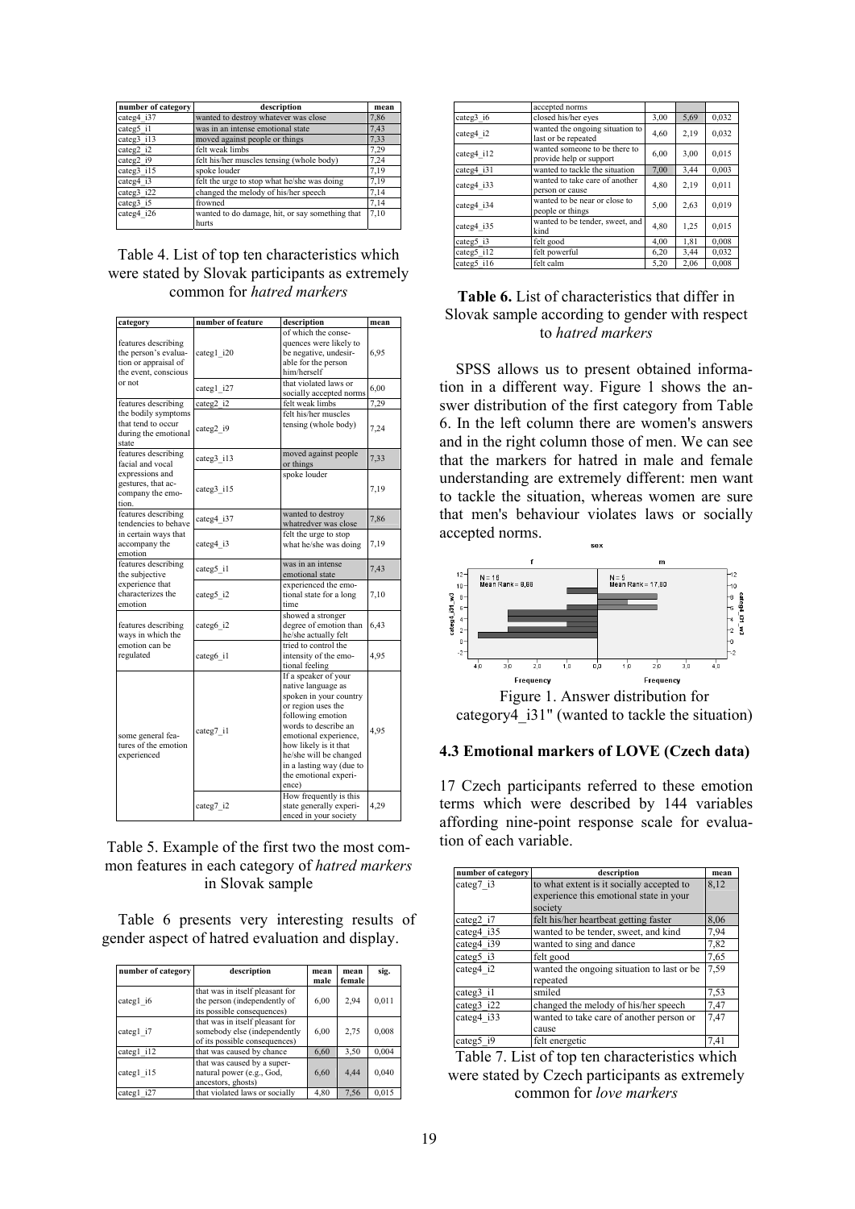| number of category | description | mean |
|---|---|---|
| categ4_i37 | wanted to destroy whatever was close | 7,86 |
| categ5_i1 | was in an intense emotional state | 7,43 |
| categ3_i13 | moved against people or things | 7,33 |
| categ2_i2 | felt weak limbs | 7,29 |
| categ2_i9 | felt his/her muscles tensing (whole body) | 7,24 |
| categ3_i15 | spoke louder | 7,19 |
| categ4_i3 | felt the urge to stop what he/she was doing | 7,19 |
| categ3_i22 | changed the melody of his/her speech | 7,14 |
| categ3_i5 | frowned | 7,14 |
| categ4_i26 | wanted to do damage, hit, or say something that hurts | 7,10 |

Table 4. List of top ten characteristics which were stated by Slovak participants as extremely common for *hatred markers*

| category | number of feature | description | mean |
|---|---|---|---|
| features describing the person's evaluation or appraisal of the event, conscious or not | categ1_i20 | of which the consequences were likely to be negative, undesirable for the person him/herself | 6,95 |
| | categ1_i27 | that violated laws or socially accepted norms | 6,00 |
| features describing the bodily symptoms that tend to occur during the emotional state | categ2_i2 | felt weak limbs | 7,29 |
| | categ2_i9 | felt his/her muscles tensing (whole body) | 7,24 |
| features describing facial and vocal expressions and gestures, that accompany the emotion. | categ3_i13 | moved against people or things | 7,33 |
| | categ3_i15 | spoke louder | 7,19 |
| features describing tendencies to behave in certain ways that accompany the emotion | categ4_i37 | wanted to destroy whatredver was close | 7,86 |
| | categ4_i3 | felt the urge to stop what he/she was doing | 7,19 |
| features describing the subjective experience that characterizes the emotion | categ5_i1 | was in an intense emotional state | 7,43 |
| | categ5_i2 | experienced the emotional state for a long time | 7,10 |
| features describing ways in which the emotion can be regulated | categ6_i2 | showed a stronger degree of emotion than he/she actually felt | 6,43 |
| | categ6_i1 | tried to control the intensity of the emotional feeling | 4,95 |
| some general features of the emotion experienced | categ7_i1 | If a speaker of your native language as spoken in your country or region uses the following emotion words to describe an emotional experience, how likely is it that he/she will be changed in a lasting way (due to the emotional experience) | 4,95 |
| | categ7_i2 | How frequently is this state generally experienced in your society | 4,29 |

Table 5. Example of the first two the most common features in each category of *hatred markers* in Slovak sample

Table 6 presents very interesting results of gender aspect of hatred evaluation and display.

| number of category | description | mean male | mean female | sig. |
|---|---|---|---|---|
| categ1_i6 | that was in itself pleasant for the person (independently of its possible consequences) | 6,00 | 2,94 | 0,011 |
| categ1_i7 | that was in itself pleasant for somebody else (independently of its possible consequences) | 6,00 | 2,75 | 0,008 |
| categ1_i12 | that was caused by chance | 6,60 | 3,50 | 0,004 |
| categ1_i15 | that was caused by a supernatural power (e.g., God, ancestors, ghosts) | 6,60 | 4,44 | 0,040 |
| categ1_i27 | that violated laws or socially accepted norms | 4,80 | 7,56 | 0,015 |
| categ3_i6 | closed his/her eyes | 3,00 | 5,69 | 0,032 |
| categ4_i2 | wanted the ongoing situation to last or be repeated | 4,60 | 2,19 | 0,032 |
| categ4_i12 | wanted someone to be there to provide help or support | 6,00 | 3,00 | 0,015 |
| categ4_i31 | wanted to tackle the situation | 7,00 | 3,44 | 0,003 |
| categ4_i33 | wanted to take care of another person or cause | 4,80 | 2,19 | 0,011 |
| categ4_i34 | wanted to be near or close to people or things | 5,00 | 2,63 | 0,019 |
| categ4_i35 | wanted to be tender, sweet, and kind | 4,80 | 1,25 | 0,015 |
| categ5_i3 | felt good | 4,00 | 1,81 | 0,008 |
| categ5_i12 | felt powerful | 6,20 | 3,44 | 0,032 |
| categ5_i16 | felt calm | 5,20 | 2,06 | 0,008 |

**Table 6.** List of characteristics that differ in Slovak sample according to gender with respect to *hatred markers*

SPSS allows us to present obtained information in a different way. Figure 1 shows the answer distribution of the first category from Table 6. In the left column there are women's answers and in the right column those of men. We can see that the markers for hatred in male and female understanding are extremely different: men want to tackle the situation, whereas women are sure that men's behaviour violates laws or socially accepted norms.

Figure 1. Answer distribution for category4_i31" (wanted to tackle the situation)

### 4.3 Emotional markers of LOVE (Czech data)

17 Czech participants referred to these emotion terms which were described by 144 variables affording nine-point response scale for evaluation of each variable.

| number of category | description | mean |
|---|---|---|
| categ7_i3 | to what extent is it socially accepted to experience this emotional state in your society | 8,12 |
| categ2_i7 | felt his/her heartbeat getting faster | 8,06 |
| categ4_i35 | wanted to be tender, sweet, and kind | 7,94 |
| categ4_i39 | wanted to sing and dance | 7,82 |
| categ5_i3 | felt good | 7,65 |
| categ4_i2 | wanted the ongoing situation to last or be repeated | 7,59 |
| categ3_i1 | smiled | 7,53 |
| categ3_i22 | changed the melody of his/her speech | 7,47 |
| categ4_i33 | wanted to take care of another person or cause | 7,47 |
| categ5_i9 | felt energetic | 7,41 |

Table 7. List of top ten characteristics which were stated by Czech participants as extremely common for *love markers*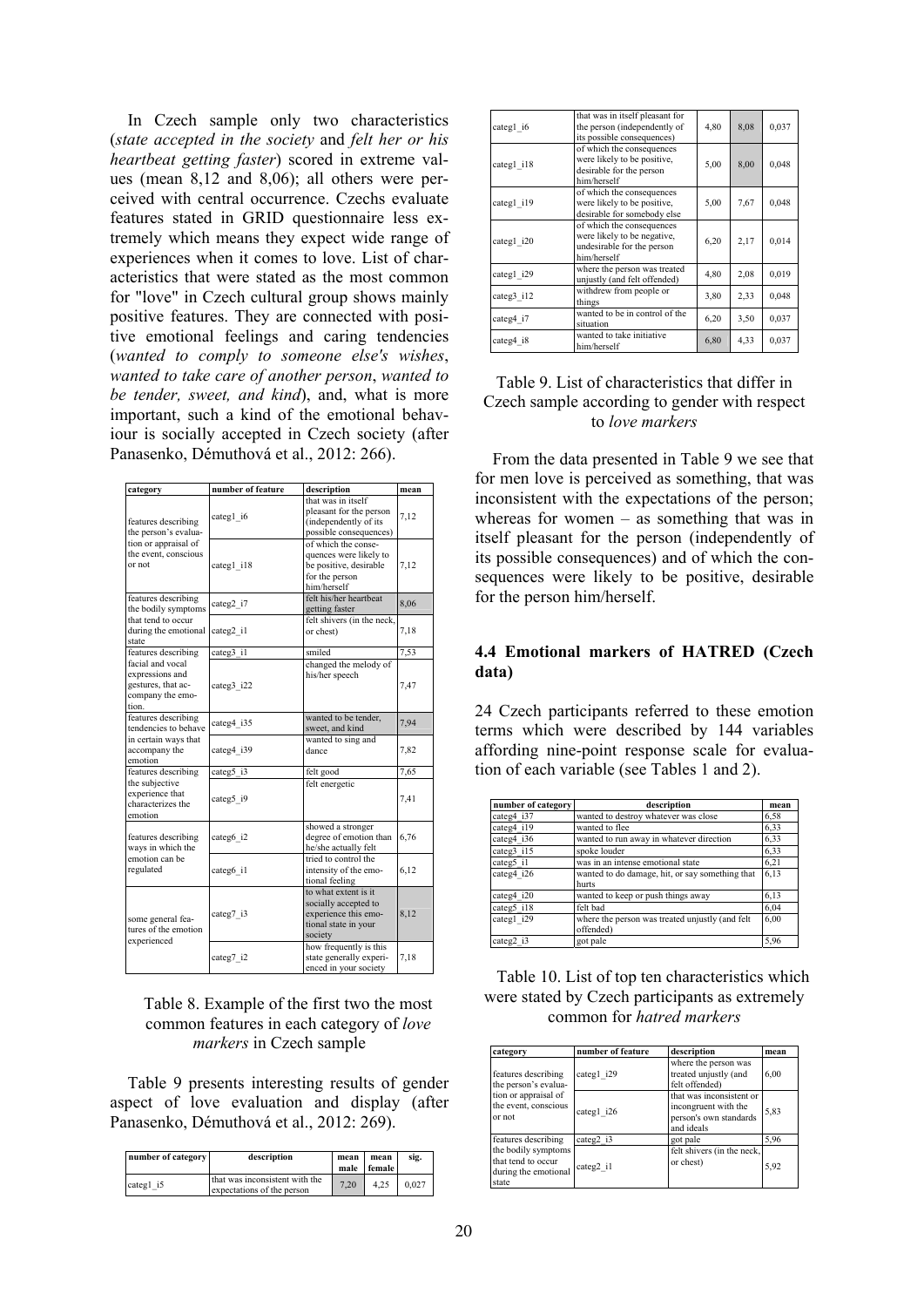In Czech sample only two characteristics (*state accepted in the society* and *felt her or his heartbeat getting faster*) scored in extreme values (mean 8,12 and 8,06); all others were perceived with central occurrence. Czechs evaluate features stated in GRID questionnaire less extremely which means they expect wide range of experiences when it comes to love. List of characteristics that were stated as the most common for "love" in Czech cultural group shows mainly positive features. They are connected with positive emotional feelings and caring tendencies (*wanted to comply to someone else's wishes*, *wanted to take care of another person*, *wanted to be tender, sweet, and kind*), and, what is more important, such a kind of the emotional behaviour is socially accepted in Czech society (after Panasenko, Démuthová et al., 2012: 266).

| category | number of feature | description | mean |
|---|---|---|---|
| features describing the person's evaluation or appraisal of the event, conscious or not | categ1_i6 | that was in itself pleasant for the person (independently of its possible consequences) | 7,12 |
| | categ1_i18 | of which the consequences were likely to be positive, desirable for the person him/herself | 7,12 |
| features describing the bodily symptoms that tend to occur during the emotional state | categ2_i7 | felt his/her heartbeat getting faster | 8,06 |
| | categ2_i1 | felt shivers (in the neck, or chest) | 7,18 |
| features describing facial and vocal expressions and gestures, that accompany the emotion. | categ3_i1 | smiled | 7,53 |
| | categ3_i22 | changed the melody of his/her speech | 7,47 |
| features describing tendencies to behave in certain ways that accompany the emotion | categ4_i35 | wanted to be tender, sweet, and kind | 7,94 |
| | categ4_i39 | wanted to sing and dance | 7,82 |
| features describing the subjective experience that characterizes the emotion | categ5_i3 | felt good | 7,65 |
| | categ5_i9 | felt energetic | 7,41 |
| features describing ways in which the emotion can be regulated | categ6_i2 | showed a stronger degree of emotion than he/she actually felt | 6,76 |
| | categ6_i1 | tried to control the intensity of the emotional feeling | 6,12 |
| some general features of the emotion experienced | categ7_i3 | to what extent is it socially accepted to experience this emotional state in your society | 8,12 |
| | categ7_i2 | how frequently is this state generally experienced in your society | 7,18 |

Table 8. Example of the first two the most common features in each category of *love markers* in Czech sample

Table 9 presents interesting results of gender aspect of love evaluation and display (after Panasenko, Démuthová et al., 2012: 269).

| number of category | description | mean male | mean female | sig. |
|---|---|---|---|---|
| categ1_i5 | that was inconsistent with the expectations of the person | 7,20 | 4,25 | 0,027 |
| categ1_i6 | that was in itself pleasant for the person (independently of its possible consequences) | 4,80 | 8,08 | 0,037 |
| categ1_i18 | of which the consequences were likely to be positive, desirable for the person him/herself | 5,00 | 8,00 | 0,048 |
| categ1_i19 | of which the consequences were likely to be positive, desirable for somebody else | 5,00 | 7,67 | 0,048 |
| categ1_i20 | of which the consequences were likely to be negative, undesirable for the person him/herself | 6,20 | 2,17 | 0,014 |
| categ1_i29 | where the person was treated unjustly (and felt offended) | 4,80 | 2,08 | 0,019 |
| categ3_i12 | withdrew from people or things | 3,80 | 2,33 | 0,048 |
| categ4_i7 | wanted to be in control of the situation | 6,20 | 3,50 | 0,037 |
| categ4_i8 | wanted to take initiative him/herself | 6,80 | 4,33 | 0,037 |

Table 9. List of characteristics that differ in Czech sample according to gender with respect to *love markers*

From the data presented in Table 9 we see that for men love is perceived as something, that was inconsistent with the expectations of the person; whereas for women – as something that was in itself pleasant for the person (independently of its possible consequences) and of which the consequences were likely to be positive, desirable for the person him/herself.

### 4.4 Emotional markers of HATRED (Czech data)

24 Czech participants referred to these emotion terms which were described by 144 variables affording nine-point response scale for evaluation of each variable (see Tables 1 and 2).

| number of category | description | mean |
|---|---|---|
| categ4_i37 | wanted to destroy whatever was close | 6,58 |
| categ4_i19 | wanted to flee | 6,33 |
| categ4_i36 | wanted to run away in whatever direction | 6,33 |
| categ3_i15 | spoke louder | 6,33 |
| categ5_i1 | was in an intense emotional state | 6,21 |
| categ4_i26 | wanted to do damage, hit, or say something that hurts | 6,13 |
| categ4_i20 | wanted to keep or push things away | 6,13 |
| categ5_i18 | felt bad | 6,04 |
| categ1_i29 | where the person was treated unjustly (and felt offended) | 6,00 |
| categ2_i3 | got pale | 5,96 |

Table 10. List of top ten characteristics which were stated by Czech participants as extremely common for *hatred markers*

| category | number of feature | description | mean |
|---|---|---|---|
| features describing the person's evaluation or appraisal of the event, conscious or not | categ1_i29 | where the person was treated unjustly (and felt offended) | 6,00 |
| | categ1_i26 | that was inconsistent or incongruent with the person's own standards and ideals | 5,83 |
| features describing the bodily symptoms that tend to occur during the emotional state | categ2_i3 | got pale | 5,96 |
| | categ2_i1 | felt shivers (in the neck, or chest) | 5,92 |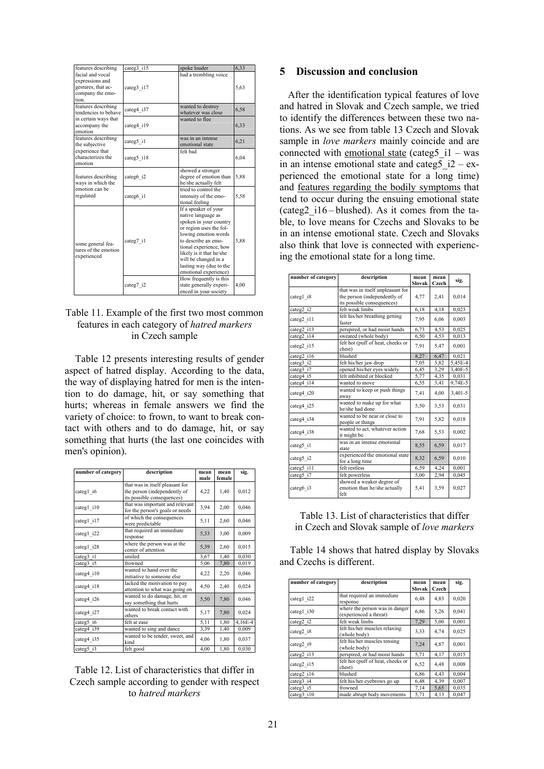| features describing facial and vocal expressions and gestures, that accompany the emotion. | categ3_i15 | spoke louder | 6,33 |
|---|---|---|---|
| | categ3_i17 | had a trembling voice | 5,63 |
| features describing tendencies to behave in certain ways that accompany the emotion | categ4_i37 | wanted to destroy whatever was close | 6,58 |
| | categ4_i19 | wanted to flee | 6,33 |
| features describing the subjective experience that characterizes the emotion | categ5_i1 | was in an intense emotional state | 6,21 |
| | categ5_i18 | felt bad | 6,04 |
| features describing ways in which the emotion can be regulated | categ6_i2 | showed a stronger degree of emotion than he/she actually felt | 5,88 |
| | categ6_i1 | tried to control the intensity of the emotional feeling | 5,58 |
| some general features of the emotion experienced | categ7_i1 | If a speaker of your native language as spoken in your country or region uses the following emotion words to describe an emotional experience, how likely is it that he/she will be changed in a lasting way (due to the emotional experience) | 5,88 |
| | categ7_i2 | How frequently is this state generally experienced in your society | 4,00 |

Table 11. Example of the first two most common features in each category of *hatred markers* in Czech sample

Table 12 presents interesting results of gender aspect of hatred display. According to the data, the way of displaying hatred for men is the intention to do damage, hit, or say something that hurts; whereas in female answers we find the variety of choice: to frown, to want to break contact with others and to do damage, hit, or say something that hurts (the last one coincides with men's opinion).

| number of category | description | mean male | mean female | sig. |
|---|---|---|---|---|
| categ1_i6 | that was in itself pleasant for the person (independently of its possible consequences) | 4,22 | 1,40 | 0,012 |
| categ1_i10 | that was important and relevant for the person's goals or needs | 3,94 | 2,00 | 0,046 |
| categ1_i17 | of which the consequences were predictable | 5,11 | 2,60 | 0,046 |
| categ1_i22 | that required an immediate response | 5,33 | 3,00 | 0,009 |
| categ1_i28 | where the person was at the center of attention | 5,39 | 2,60 | 0,015 |
| categ3_i1 | smiled | 3,67 | 1,40 | 0,030 |
| categ3_i5 | frowned | 5,06 | 7,80 | 0,019 |
| categ4_i10 | wanted to hand over the initiative to someone else | 4,22 | 2,20 | 0,046 |
| categ4_i18 | lacked the motivation to pay attention to what was going on | 4,50 | 2,40 | 0,024 |
| categ4_i26 | wanted to do damage, hit, or say something that hurts | 5,50 | 7,80 | 0,046 |
| categ4_i27 | wanted to break contact with others | 5,17 | 7,80 | 0,024 |
| categ5_i6 | felt at ease | 5,11 | 1,80 | 4,16E-4 |
| categ4_i39 | wanted to sing and dance | 3,39 | 1,40 | 0,009 |
| categ4_i35 | wanted to be tender, sweet, and kind | 4,06 | 1,80 | 0,037 |
| categ5_i3 | felt good | 4,00 | 1,80 | 0,030 |

Table 12. List of characteristics that differ in Czech sample according to gender with respect to *hatred markers*

## 5 Discussion and conclusion

After the identification typical features of love and hatred in Slovak and Czech sample, we tried to identify the differences between these two nations. As we see from table 13 Czech and Slovak sample in *love markers* mainly coincide and are connected with emotional state (categ5_i1 – was in an intense emotional state and categ5_i2 – experienced the emotional state for a long time) and features regarding the bodily symptoms that tend to occur during the ensuing emotional state (categ2_i16 – blushed). As it comes from the table, to love means for Czechs and Slovaks to be in an intense emotional state. Czech and Slovaks also think that love is connected with experiencing the emotional state for a long time.

| number of category | description | mean Slovak | mean Czech | sig. |
|---|---|---|---|---|
| categ1_i8 | that was in itself unpleasant for the person (independently of its possible consequences) | 4,77 | 2,41 | 0,014 |
| categ2_i2 | felt weak limbs | 6,18 | 4,18 | 0,023 |
| categ2_i11 | felt his/her breathing getting faster | 7,95 | 6,06 | 0,003 |
| categ2_i13 | perspired, or had moist hands | 6,73 | 4,53 | 0,025 |
| categ2_i14 | sweated (whole body) | 6,50 | 4,53 | 0,013 |
| categ2_i15 | felt hot (puff of heat, cheeks or chest) | 7,91 | 5,47 | 0,001 |
| categ2_i16 | blushed | 8,27 | 6,47 | 0,021 |
| categ3_i2 | felt his/her jaw drop | 7,05 | 3,82 | 5,45E-4 |
| categ3_i7 | opened his/her eyes widely | 6,45 | 3,29 | 3,40E-5 |
| categ4_i5 | felt inhibited or blocked | 5,77 | 4,35 | 0,031 |
| categ4_i14 | wanted to move | 6,55 | 3,41 | 9,74E-5 |
| categ4_i20 | wanted to keep or push things away | 7,41 | 4,00 | 3,401-5 |
| categ4_i25 | wanted to make up for what he/she had done | 5,50 | 3,53 | 0,031 |
| categ4_i34 | wanted to be near or close to people or things | 7,91 | 5,82 | 0,018 |
| categ4_i38 | wanted to act, whatever action it might be | 7,68 | 5,53 | 0,002 |
| categ5_i1 | was in an intense emotional state | 8,55 | 6,59 | 0,017 |
| categ5_i2 | experienced the emotional state for a long time | 8,32 | 6,59 | 0,010 |
| categ5_i11 | felt restless | 6,59 | 4,24 | 0,001 |
| categ5_i7 | felt powerless | 5,00 | 2,94 | 0,045 |
| categ6_i3 | showed a weaker degree of emotion than he/she actually felt | 5,41 | 3,59 | 0,027 |

Table 13. List of characteristics that differ in Czech and Slovak sample of *love markers*

Table 14 shows that hatred display by Slovaks and Czechs is different.

| number of category | description | mean Slovak | mean Czech | sig. |
|---|---|---|---|---|
| categ1_i22 | that required an immediate response | 6,48 | 4,83 | 0,020 |
| categ1_i30 | where the person was in danger (experienced a threat) | 6,86 | 5,26 | 0,041 |
| categ2_i2 | felt weak limbs | 7,29 | 5,00 | 0,001 |
| categ2_i8 | felt his/her muscles relaxing (whole body) | 3,33 | 4,74 | 0,025 |
| categ2_i9 | felt his/her muscles tensing (whole body) | 7,24 | 4,87 | 0,001 |
| categ2_i13 | perspired, or had moist hands | 5,71 | 4,17 | 0,015 |
| categ2_i15 | felt hot (puff of heat, cheeks or chest) | 6,52 | 4,48 | 0,008 |
| categ2_i16 | blushed | 6,86 | 4,43 | 0,004 |
| categ3_i4 | felt his/her eyebrows go up | 6,48 | 4,39 | 0,007 |
| categ3_i5 | frowned | 7,14 | 5,65 | 0,035 |
| categ3_i10 | made abrupt body movements | 5,71 | 4,13 | 0,047 |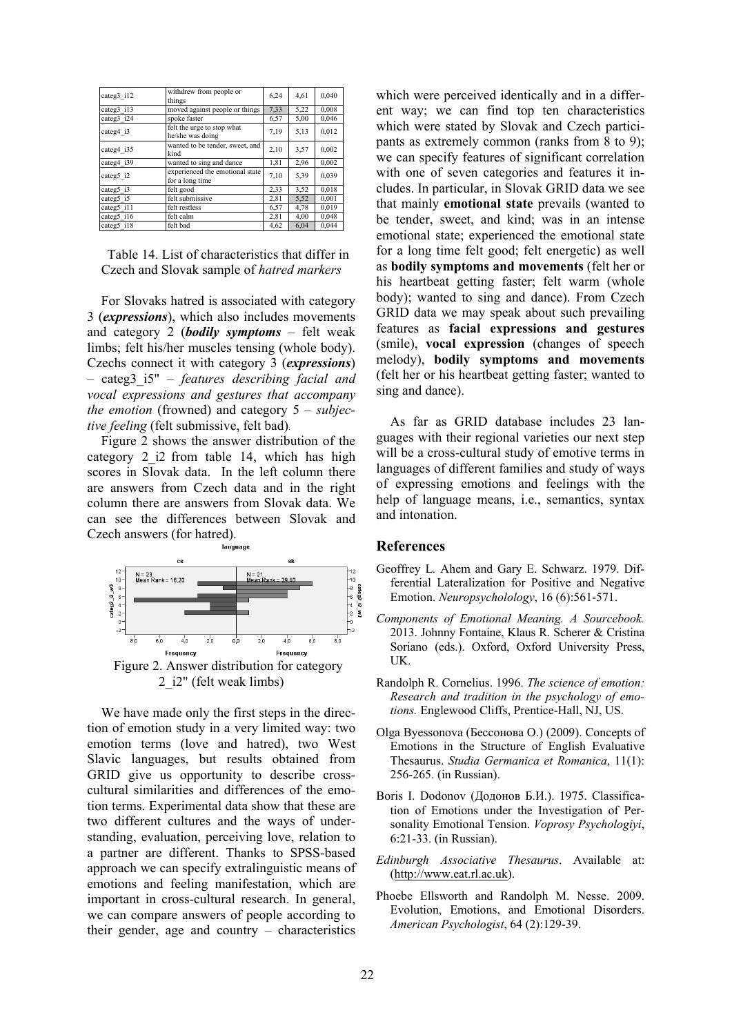| | | | | |
|---|---|---|---|---|
| categ3_i12 | withdrew from people or things | 6,24 | 4,61 | 0,040 |
| categ3_i13 | moved against people or things | 7,33 | 5,22 | 0,008 |
| categ3_i24 | spoke faster | 6,57 | 5,00 | 0,046 |
| categ4_i3 | felt the urge to stop what he/she was doing | 7,19 | 5,13 | 0,012 |
| categ4_i35 | wanted to be tender, sweet, and kind | 2,10 | 3,57 | 0,002 |
| categ4_i39 | wanted to sing and dance | 1,81 | 2,96 | 0,002 |
| categ5_i2 | experienced the emotional state for a long time | 7,10 | 5,39 | 0,039 |
| categ5_i3 | felt good | 2,33 | 3,52 | 0,018 |
| categ5_i5 | felt submissive | 2,81 | 5,52 | 0,001 |
| categ5_i11 | felt restless | 6,57 | 4,78 | 0,019 |
| categ5_i16 | felt calm | 2,81 | 4,00 | 0,048 |
| categ5_i18 | felt bad | 4,62 | 6,04 | 0,044 |

Table 14. List of characteristics that differ in Czech and Slovak sample of *hatred markers*

For Slovaks hatred is associated with category 3 (***expressions***), which also includes movements and category 2 (***bodily symptoms*** – felt weak limbs; felt his/her muscles tensing (whole body). Czechs connect it with category 3 (***expressions***) – categ3_i5" – *features describing facial and vocal expressions and gestures that accompany the emotion* (frowned) and category 5 – *subjective feeling* (felt submissive, felt bad).

Figure 2 shows the answer distribution of the category 2_i2 from table 14, which has high scores in Slovak data. In the left column there are answers from Czech data and in the right column there are answers from Slovak data. We can see the differences between Slovak and Czech answers (for hatred).

Figure 2. Answer distribution for category 2_i2" (felt weak limbs)

We have made only the first steps in the direction of emotion study in a very limited way: two emotion terms (love and hatred), two West Slavic languages, but results obtained from GRID give us opportunity to describe cross-cultural similarities and differences of the emotion terms. Experimental data show that these are two different cultures and the ways of understanding, evaluation, perceiving love, relation to a partner are different. Thanks to SPSS-based approach we can specify extralinguistic means of emotions and feeling manifestation, which are important in cross-cultural research. In general, we can compare answers of people according to their gender, age and country – characteristics which were perceived identically and in a different way; we can find top ten characteristics which were stated by Slovak and Czech participants as extremely common (ranks from 8 to 9); we can specify features of significant correlation with one of seven categories and features it includes. In particular, in Slovak GRID data we see that mainly **emotional state** prevails (wanted to be tender, sweet, and kind; was in an intense emotional state; experienced the emotional state for a long time felt good; felt energetic) as well as **bodily symptoms and movements** (felt her or his heartbeat getting faster; felt warm (whole body); wanted to sing and dance). From Czech GRID data we may speak about such prevailing features as **facial expressions and gestures** (smile), **vocal expression** (changes of speech melody), **bodily symptoms and movements** (felt her or his heartbeat getting faster; wanted to sing and dance).

As far as GRID database includes 23 languages with their regional varieties our next step will be a cross-cultural study of emotive terms in languages of different families and study of ways of expressing emotions and feelings with the help of language means, i.e., semantics, syntax and intonation.

## References

Geoffrey L. Ahem and Gary E. Schwarz. 1979. Differential Lateralization for Positive and Negative Emotion. *Neuropsycholology*, 16 (6):561-571.

*Components of Emotional Meaning. A Sourcebook.* 2013. Johnny Fontaine, Klaus R. Scherer & Cristina Soriano (eds.). Oxford, Oxford University Press, UK.

Randolph R. Cornelius. 1996. *The science of emotion: Research and tradition in the psychology of emotions.* Englewood Cliffs, Prentice-Hall, NJ, US.

Olga Byessonova (Бессонова О.) (2009). Concepts of Emotions in the Structure of English Evaluative Thesaurus. *Studia Germanica et Romanica*, 11(1): 256-265. (in Russian).

Boris I. Dodonov (Додонов Б.И.). 1975. Classification of Emotions under the Investigation of Personality Emotional Tension. *Voprosy Psychologiyi*, 6:21-33. (in Russian).

*Edinburgh Associative Thesaurus*. Available at: (http://www.eat.rl.ac.uk).

Phoebe Ellsworth and Randolph M. Nesse. 2009. Evolution, Emotions, and Emotional Disorders. *American Psychologist*, 64 (2):129-39.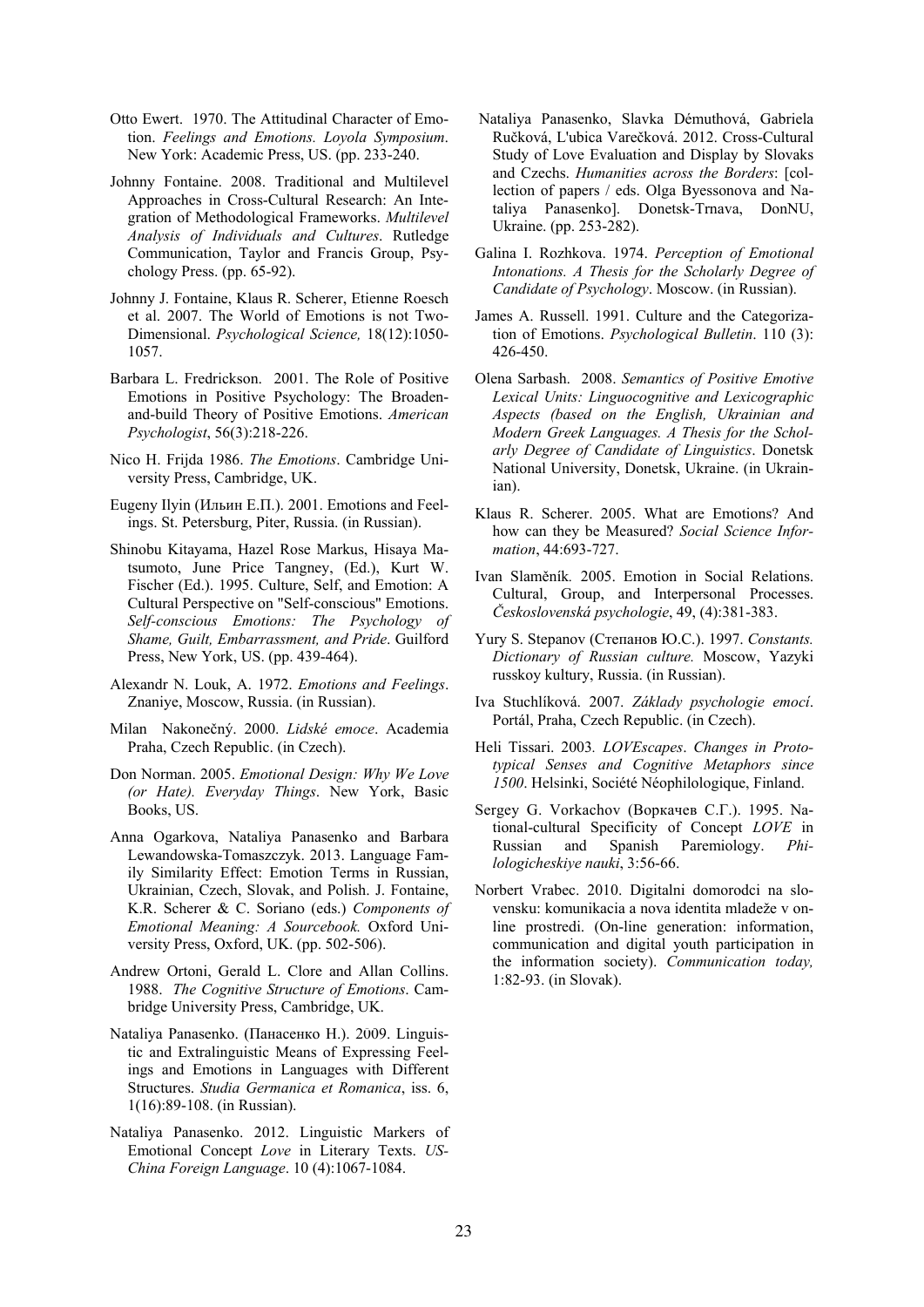Otto Ewert. 1970. The Attitudinal Character of Emotion. *Feelings and Emotions. Loyola Symposium*. New York: Academic Press, US. (pp. 233-240.

Johnny Fontaine. 2008. Traditional and Multilevel Approaches in Cross-Cultural Research: An Integration of Methodological Frameworks. *Multilevel Analysis of Individuals and Cultures*. Rutledge Communication, Taylor and Francis Group, Psychology Press. (pp. 65-92).

Johnny J. Fontaine, Klaus R. Scherer, Etienne Roesch et al. 2007. The World of Emotions is not Two-Dimensional. *Psychological Science,* 18(12):1050-1057.

Barbara L. Fredrickson. 2001. The Role of Positive Emotions in Positive Psychology: The Broaden-and-build Theory of Positive Emotions. *American Psychologist*, 56(3):218-226.

Nico H. Frijda 1986. *The Emotions*. Cambridge University Press, Cambridge, UK.

Eugeny Ilyin (Ильин Е.П.). 2001. Emotions and Feelings. St. Petersburg, Piter, Russia. (in Russian).

Shinobu Kitayama, Hazel Rose Markus, Hisaya Matsumoto, June Price Tangney, (Ed.), Kurt W. Fischer (Ed.). 1995. Culture, Self, and Emotion: A Cultural Perspective on "Self-conscious" Emotions. *Self-conscious Emotions: The Psychology of Shame, Guilt, Embarrassment, and Pride*. Guilford Press, New York, US. (pp. 439-464).

Alexandr N. Louk, A. 1972. *Emotions and Feelings*. Znaniye, Moscow, Russia. (in Russian).

Milan Nakonečný. 2000. *Lidské emoce*. Academia Praha, Czech Republic. (in Czech).

Don Norman. 2005. *Emotional Design: Why We Love (or Hate). Everyday Things*. New York, Basic Books, US.

Anna Ogarkova, Nataliya Panasenko and Barbara Lewandowska-Tomaszczyk. 2013. Language Family Similarity Effect: Emotion Terms in Russian, Ukrainian, Czech, Slovak, and Polish. J. Fontaine, K.R. Scherer & C. Soriano (eds.) *Components of Emotional Meaning: A Sourcebook.* Oxford University Press, Oxford, UK. (pp. 502-506).

Andrew Ortoni, Gerald L. Clore and Allan Collins. 1988. *The Cognitive Structure of Emotions*. Cambridge University Press, Cambridge, UK.

Nataliya Panasenko. (Панасенко Н.). 2009. Linguistic and Extralinguistic Means of Expressing Feelings and Emotions in Languages with Different Structures. *Studia Germanica et Romanica*, iss. 6, 1(16):89-108. (in Russian).

Nataliya Panasenko. 2012. Linguistic Markers of Emotional Concept *Love* in Literary Texts. *US-China Foreign Language*. 10 (4):1067-1084.

Nataliya Panasenko, Slavka Démuthová, Gabriela Ručková, L'ubica Varečková. 2012. Cross-Cultural Study of Love Evaluation and Display by Slovaks and Czechs. *Humanities across the Borders*: [collection of papers / eds. Olga Byessonova and Nataliya Panasenko]. Donetsk-Trnava, DonNU, Ukraine. (pp. 253-282).

Galina I. Rozhkova. 1974. *Perception of Emotional Intonations. A Thesis for the Scholarly Degree of Candidate of Psychology*. Moscow. (in Russian).

James A. Russell. 1991. Culture and the Categorization of Emotions. *Psychological Bulletin*. 110 (3): 426-450.

Olena Sarbash. 2008. *Semantics of Positive Emotive Lexical Units: Linguocognitive and Lexicographic Aspects (based on the English, Ukrainian and Modern Greek Languages. A Thesis for the Scholarly Degree of Candidate of Linguistics*. Donetsk National University, Donetsk, Ukraine. (in Ukrainian).

Klaus R. Scherer. 2005. What are Emotions? And how can they be Measured? *Social Science Information*, 44:693-727.

Ivan Slaměník. 2005. Emotion in Social Relations. Cultural, Group, and Interpersonal Processes. *Československá psychologie*, 49, (4):381-383.

Yury S. Stepanov (Степанов Ю.С.). 1997. *Constants. Dictionary of Russian culture.* Moscow, Yazyki russkoy kultury, Russia. (in Russian).

Iva Stuchlíková. 2007. *Základy psychologie emocí*. Portál, Praha, Czech Republic. (in Czech).

Heli Tissari. 2003. *LOVEscapes*. *Changes in Prototypical Senses and Cognitive Metaphors since 1500*. Helsinki, Société Néophilologique, Finland.

Sergey G. Vorkachov (Воркачев С.Г.). 1995. National-cultural Specificity of Concept *LOVE* in Russian and Spanish Paremiology. *Philologicheskiye nauki*, 3:56-66.

Norbert Vrabec. 2010. Digitalni domorodci na slovensku: komunikacia a nova identita mladeže v online prostredi. (On-line generation: information, communication and digital youth participation in the information society). *Communication today,* 1:82-93. (in Slovak).